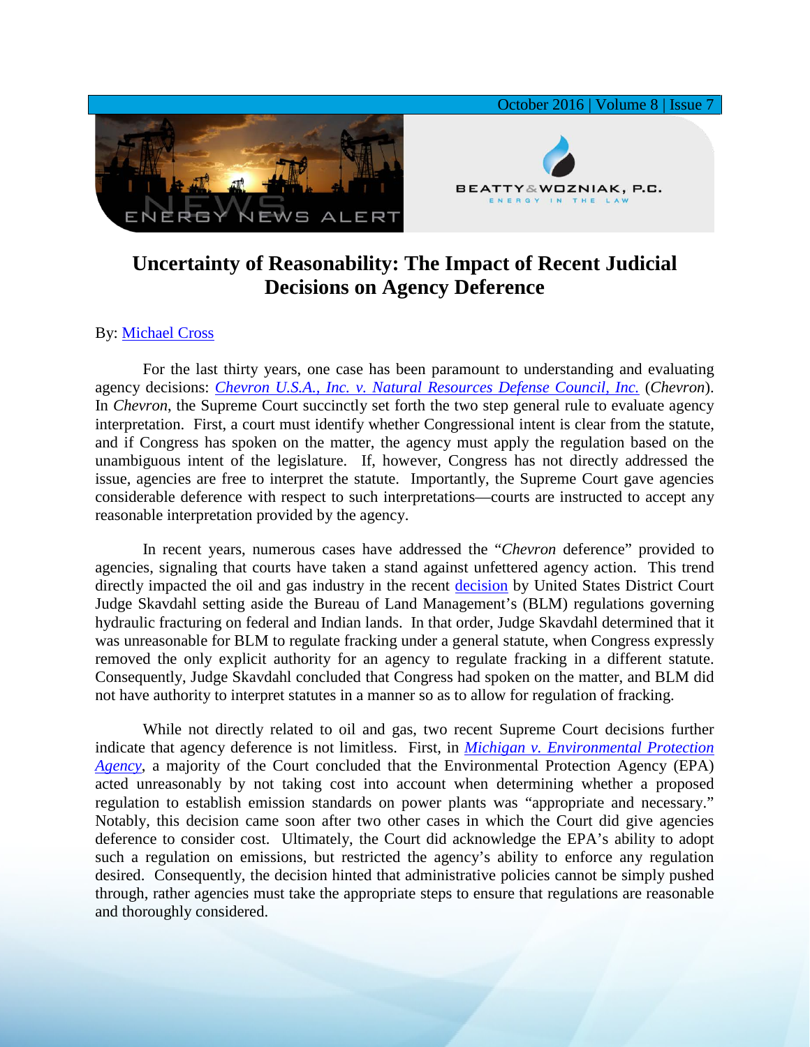# Uncertainty of Reasonability: The Impact of Recent Judicial Decisions on Agency Deference

By: Michael Cross

For the last thirty years, one case has been paramount to understanding and evaluating agency decisions: *Chevron U.S.A., Inc. v. Natural Resources Defense Council, Inc.* (*Chevron*). In *Chevron*, the Supreme Court succinctly set forth the two step general rule to evaluate agency interpretation. First, a court must identify whether Congressional intent is clear from the statute, and if Congress has spoken on the matter, the agency must apply the regulation based on the unambiguous intent of the legislature. If, however, Congress has not directly addressed the issue, agencies are free to interpret the statute. Importantly, the Supreme Court gave agencies considerable deference with respect to such interpretations—courts are instructed to accept any reasonable interpretation provided by the agency.

In recent years, numerous cases have addressed the "*Chevron* deference" provided to agencies, signaling that courts have taken a stand against unfettered agency action. This trend directly impacted the oil and gas industry in the recent decision by United States District Court Judge Skavdahl setting aside the Bureau of Land Management's (BLM) regulations governing hydraulic fracturing on federal and Indian lands. In that order, Judge Skavdahl determined that it was unreasonable for BLM to regulate fracking under a general statute, when Congress expressly removed the only explicit authority for an agency to regulate fracking in a different statute. Consequently, Judge Skavdahl concluded that Congress had spoken on the matter, and BLM did not have authority to interpret statutes in a manner so as to allow for regulation of fracking.

While not directly related to oil and gas, two recent Supreme Court decisions further indicate that agency deference is not limitless. First, in *Michigan v. Environmental Protection Agency*, a majority of the Court concluded that the Environmental Protection Agency (EPA) acted unreasonably by not taking cost into account when determining whether a proposed regulation to establish emission standards on power plants was "appropriate and necessary." Notably, this decision came soon after two other cases in which the Court did give agencies deference to consider cost. Ultimately, the Court did acknowledge the EPA's ability to adopt such a regulation on emissions, but restricted the agency's ability to enforce any regulation desired. Consequently, the decision hinted that administrative policies cannot be simply pushed through, rather agencies must take the appropriate steps to ensure that regulations are reasonable and thoroughly considered.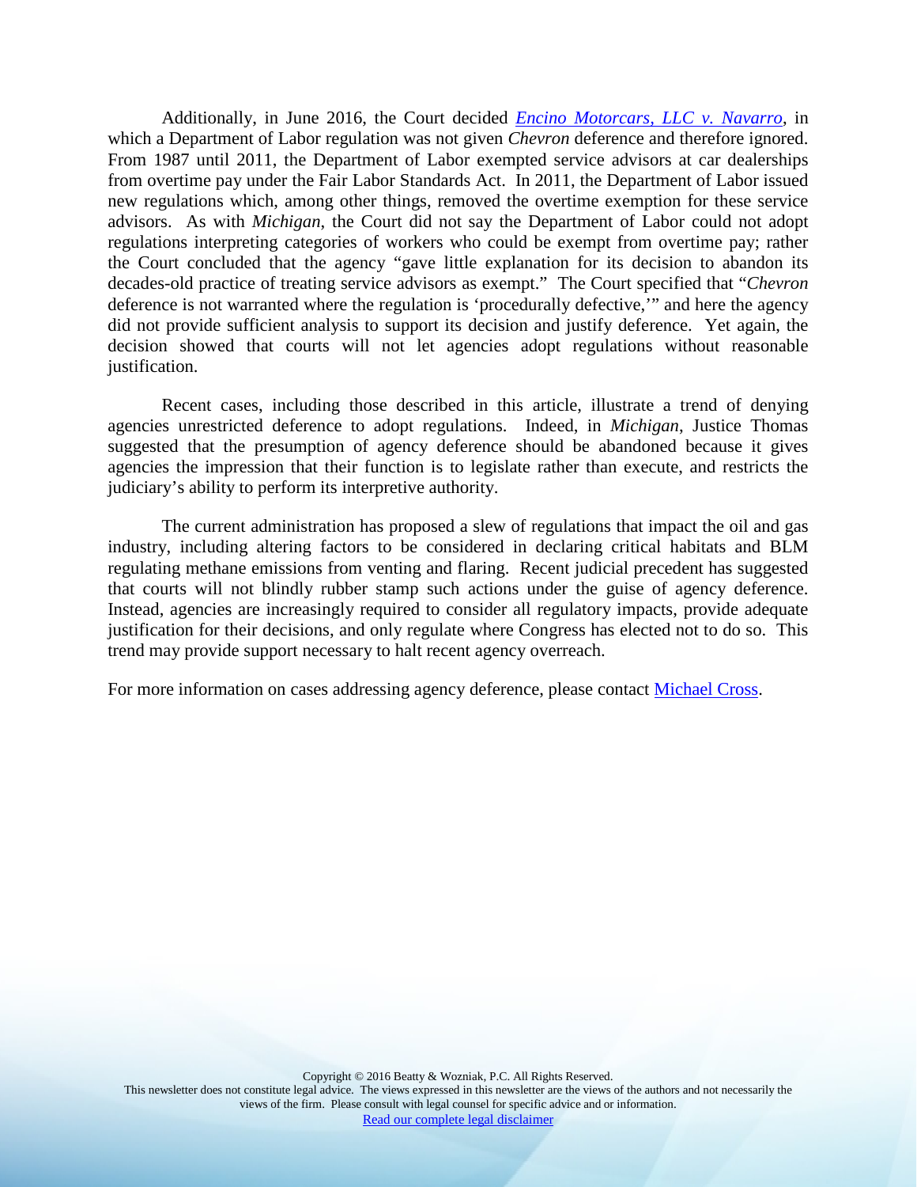Additionally, in June 2016, the Court decided [*Encino Motorcars, LLC v. Navarro*](), in which a Department of Labor regulation was not given *Chevron* deference and therefore ignored. From 1987 until 2011, the Department of Labor exempted service advisors at car dealerships from overtime pay under the Fair Labor Standards Act. In 2011, the Department of Labor issued new regulations which, among other things, removed the overtime exemption for these service advisors. As with *Michigan*, the Court did not say the Department of Labor could not adopt regulations interpreting categories of workers who could be exempt from overtime pay; rather the Court concluded that the agency "gave little explanation for its decision to abandon its decades-old practice of treating service advisors as exempt." The Court specified that "*Chevron* deference is not warranted where the regulation is 'procedurally defective,'" and here the agency did not provide sufficient analysis to support its decision and justify deference. Yet again, the decision showed that courts will not let agencies adopt regulations without reasonable justification.

Recent cases, including those described in this article, illustrate a trend of denying agencies unrestricted deference to adopt regulations. Indeed, in *Michigan*, Justice Thomas suggested that the presumption of agency deference should be abandoned because it gives agencies the impression that their function is to legislate rather than execute, and restricts the judiciary's ability to perform its interpretive authority.

The current administration has proposed a slew of regulations that impact the oil and gas industry, including altering factors to be considered in declaring critical habitats and BLM regulating methane emissions from venting and flaring. Recent judicial precedent has suggested that courts will not blindly rubber stamp such actions under the guise of agency deference. Instead, agencies are increasingly required to consider all regulatory impacts, provide adequate justification for their decisions, and only regulate where Congress has elected not to do so. This trend may provide support necessary to halt recent agency overreach.

For more information on cases addressing agency deference, please contact [Michael Cross]().

Copyright © 2016 Beatty & Wozniak, P.C. All Rights Reserved.
This newsletter does not constitute legal advice. The views expressed in this newsletter are the views of the authors and not necessarily the views of the firm. Please consult with legal counsel for specific advice and or information.
[Read our complete legal disclaimer]()